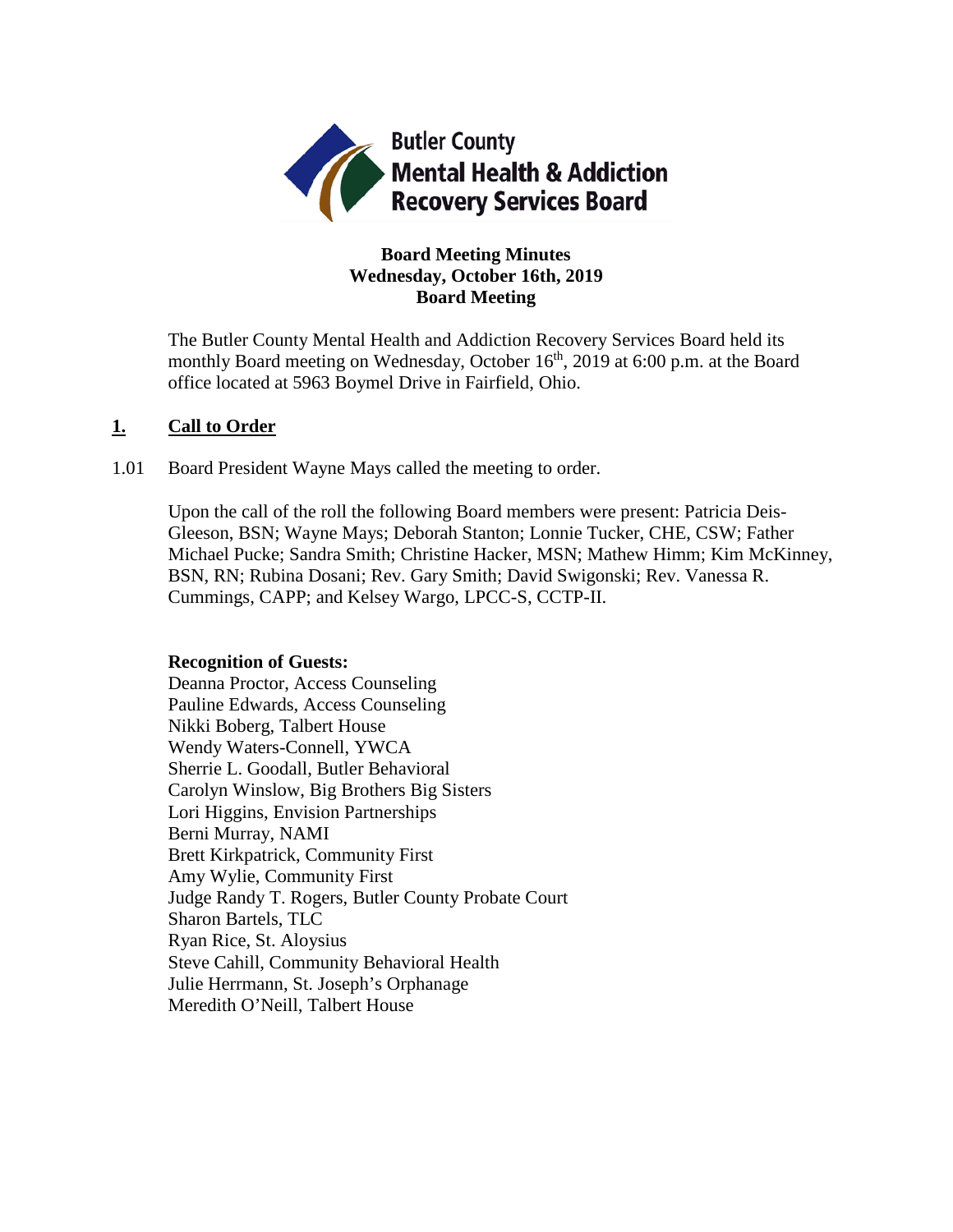Butler County Mental Health & Addiction Recovery Services Board

**Board Meeting Minutes**
**Wednesday, October 16th, 2019**
**Board Meeting**

The Butler County Mental Health and Addiction Recovery Services Board held its monthly Board meeting on Wednesday, October 16th, 2019 at 6:00 p.m. at the Board office located at 5963 Boymel Drive in Fairfield, Ohio.

## 1. Call to Order

1.01 Board President Wayne Mays called the meeting to order.

Upon the call of the roll the following Board members were present: Patricia Deis-Gleeson, BSN; Wayne Mays; Deborah Stanton; Lonnie Tucker, CHE, CSW; Father Michael Pucke; Sandra Smith; Christine Hacker, MSN; Mathew Himm; Kim McKinney, BSN, RN; Rubina Dosani; Rev. Gary Smith; David Swigonski; Rev. Vanessa R. Cummings, CAPP; and Kelsey Wargo, LPCC-S, CCTP-II.

**Recognition of Guests:**

Deanna Proctor, Access Counseling
Pauline Edwards, Access Counseling
Nikki Boberg, Talbert House
Wendy Waters-Connell, YWCA
Sherrie L. Goodall, Butler Behavioral
Carolyn Winslow, Big Brothers Big Sisters
Lori Higgins, Envision Partnerships
Berni Murray, NAMI
Brett Kirkpatrick, Community First
Amy Wylie, Community First
Judge Randy T. Rogers, Butler County Probate Court
Sharon Bartels, TLC
Ryan Rice, St. Aloysius
Steve Cahill, Community Behavioral Health
Julie Herrmann, St. Joseph's Orphanage
Meredith O'Neill, Talbert House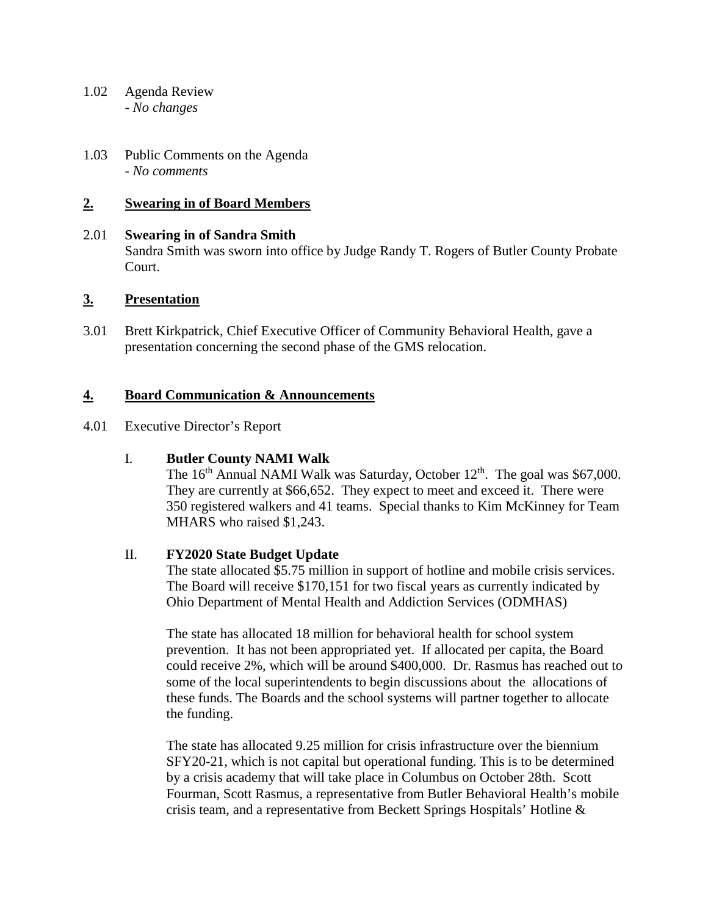1.02 Agenda Review
- *No changes*

1.03 Public Comments on the Agenda
- *No comments*

## 2. Swearing in of Board Members

2.01 **Swearing in of Sandra Smith**
Sandra Smith was sworn into office by Judge Randy T. Rogers of Butler County Probate Court.

## 3. Presentation

3.01 Brett Kirkpatrick, Chief Executive Officer of Community Behavioral Health, gave a presentation concerning the second phase of the GMS relocation.

## 4. Board Communication & Announcements

4.01 Executive Director's Report

I. **Butler County NAMI Walk**
The 16th Annual NAMI Walk was Saturday, October 12th. The goal was $67,000. They are currently at $66,652. They expect to meet and exceed it. There were 350 registered walkers and 41 teams. Special thanks to Kim McKinney for Team MHARS who raised $1,243.

II. **FY2020 State Budget Update**
The state allocated $5.75 million in support of hotline and mobile crisis services. The Board will receive $170,151 for two fiscal years as currently indicated by Ohio Department of Mental Health and Addiction Services (ODMHAS)

The state has allocated 18 million for behavioral health for school system prevention. It has not been appropriated yet. If allocated per capita, the Board could receive 2%, which will be around $400,000. Dr. Rasmus has reached out to some of the local superintendents to begin discussions about the allocations of these funds. The Boards and the school systems will partner together to allocate the funding.

The state has allocated 9.25 million for crisis infrastructure over the biennium SFY20-21, which is not capital but operational funding. This is to be determined by a crisis academy that will take place in Columbus on October 28th. Scott Fourman, Scott Rasmus, a representative from Butler Behavioral Health's mobile crisis team, and a representative from Beckett Springs Hospitals' Hotline &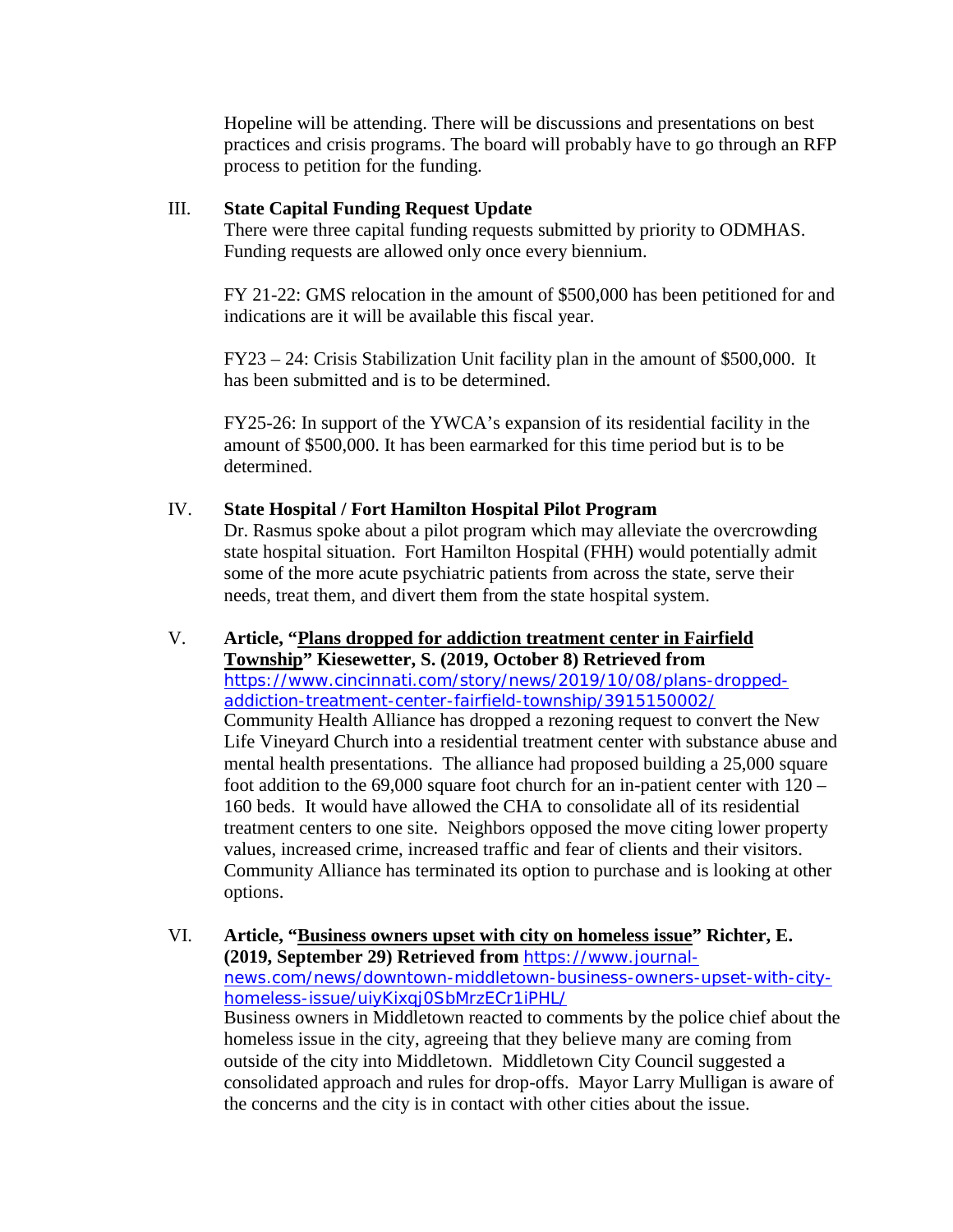Hopeline will be attending. There will be discussions and presentations on best practices and crisis programs. The board will probably have to go through an RFP process to petition for the funding.

III. **State Capital Funding Request Update**

There were three capital funding requests submitted by priority to ODMHAS. Funding requests are allowed only once every biennium.

FY 21-22: GMS relocation in the amount of $500,000 has been petitioned for and indications are it will be available this fiscal year.

FY23 – 24: Crisis Stabilization Unit facility plan in the amount of $500,000. It has been submitted and is to be determined.

FY25-26: In support of the YWCA's expansion of its residential facility in the amount of $500,000. It has been earmarked for this time period but is to be determined.

IV. **State Hospital / Fort Hamilton Hospital Pilot Program**

Dr. Rasmus spoke about a pilot program which may alleviate the overcrowding state hospital situation. Fort Hamilton Hospital (FHH) would potentially admit some of the more acute psychiatric patients from across the state, serve their needs, treat them, and divert them from the state hospital system.

V. **Article, "Plans dropped for addiction treatment center in Fairfield Township" Kiesewetter, S. (2019, October 8) Retrieved from** https://www.cincinnati.com/story/news/2019/10/08/plans-dropped-addiction-treatment-center-fairfield-township/3915150002/

Community Health Alliance has dropped a rezoning request to convert the New Life Vineyard Church into a residential treatment center with substance abuse and mental health presentations. The alliance had proposed building a 25,000 square foot addition to the 69,000 square foot church for an in-patient center with 120 – 160 beds. It would have allowed the CHA to consolidate all of its residential treatment centers to one site. Neighbors opposed the move citing lower property values, increased crime, increased traffic and fear of clients and their visitors. Community Alliance has terminated its option to purchase and is looking at other options.

VI. **Article, "Business owners upset with city on homeless issue" Richter, E. (2019, September 29) Retrieved from** https://www.journal-news.com/news/downtown-middletown-business-owners-upset-with-city-homeless-issue/uiyKixqj0SbMrzECr1iPHL/

Business owners in Middletown reacted to comments by the police chief about the homeless issue in the city, agreeing that they believe many are coming from outside of the city into Middletown. Middletown City Council suggested a consolidated approach and rules for drop-offs. Mayor Larry Mulligan is aware of the concerns and the city is in contact with other cities about the issue.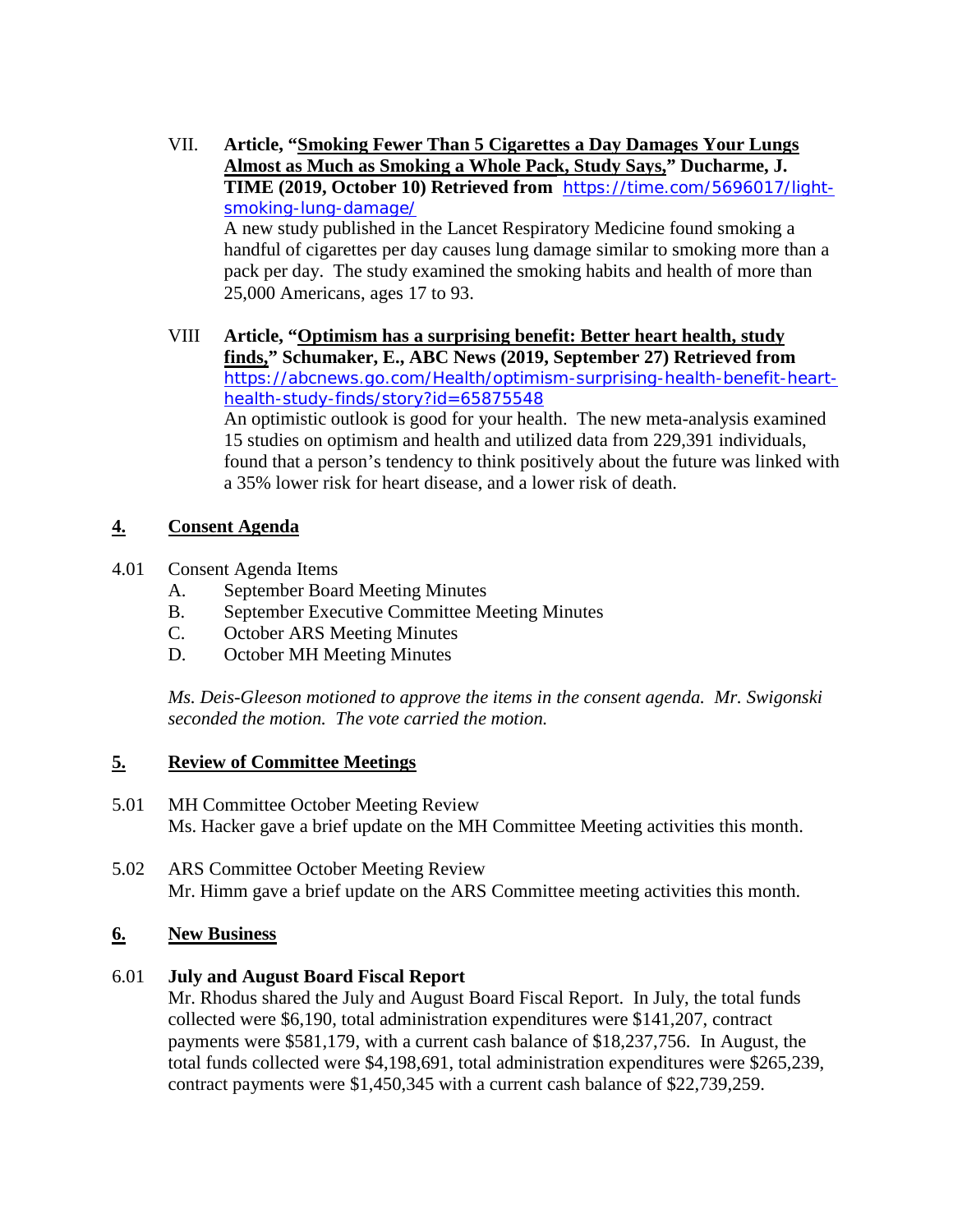VII. **Article, "<u>Smoking Fewer Than 5 Cigarettes a Day Damages Your Lungs Almost as Much as Smoking a Whole Pack, Study Says,</u>" Ducharme, J. TIME (2019, October 10) Retrieved from** [https://time.com/5696017/light-smoking-lung-damage/](https://time.com/5696017/light-smoking-lung-damage/)
A new study published in the Lancet Respiratory Medicine found smoking a handful of cigarettes per day causes lung damage similar to smoking more than a pack per day. The study examined the smoking habits and health of more than 25,000 Americans, ages 17 to 93.

VIII **Article, "<u>Optimism has a surprising benefit: Better heart health, study finds,</u>" Schumaker, E., ABC News (2019, September 27) Retrieved from** [https://abcnews.go.com/Health/optimism-surprising-health-benefit-heart-health-study-finds/story?id=65875548](https://abcnews.go.com/Health/optimism-surprising-health-benefit-heart-health-study-finds/story?id=65875548)
An optimistic outlook is good for your health. The new meta-analysis examined 15 studies on optimism and health and utilized data from 229,391 individuals, found that a person's tendency to think positively about the future was linked with a 35% lower risk for heart disease, and a lower risk of death.

## 4. Consent Agenda

4.01 Consent Agenda Items

A. September Board Meeting Minutes
B. September Executive Committee Meeting Minutes
C. October ARS Meeting Minutes
D. October MH Meeting Minutes

*Ms. Deis-Gleeson motioned to approve the items in the consent agenda. Mr. Swigonski seconded the motion. The vote carried the motion.*

## 5. Review of Committee Meetings

5.01 MH Committee October Meeting Review
Ms. Hacker gave a brief update on the MH Committee Meeting activities this month.

5.02 ARS Committee October Meeting Review
Mr. Himm gave a brief update on the ARS Committee meeting activities this month.

## 6. New Business

6.01 **July and August Board Fiscal Report**
Mr. Rhodus shared the July and August Board Fiscal Report. In July, the total funds collected were $6,190, total administration expenditures were $141,207, contract payments were $581,179, with a current cash balance of $18,237,756. In August, the total funds collected were $4,198,691, total administration expenditures were $265,239, contract payments were $1,450,345 with a current cash balance of $22,739,259.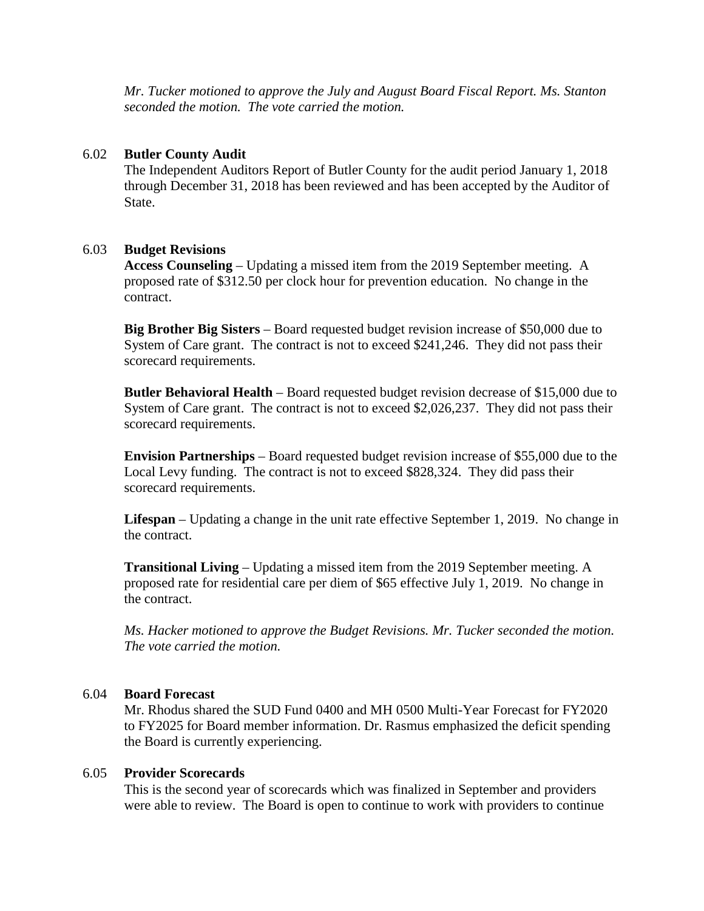*Mr. Tucker motioned to approve the July and August Board Fiscal Report. Ms. Stanton seconded the motion. The vote carried the motion.*

6.02 **Butler County Audit**

The Independent Auditors Report of Butler County for the audit period January 1, 2018 through December 31, 2018 has been reviewed and has been accepted by the Auditor of State.

6.03 **Budget Revisions**

**Access Counseling** – Updating a missed item from the 2019 September meeting. A proposed rate of $312.50 per clock hour for prevention education. No change in the contract.

**Big Brother Big Sisters** – Board requested budget revision increase of $50,000 due to System of Care grant. The contract is not to exceed $241,246. They did not pass their scorecard requirements.

**Butler Behavioral Health** – Board requested budget revision decrease of $15,000 due to System of Care grant. The contract is not to exceed $2,026,237. They did not pass their scorecard requirements.

**Envision Partnerships** – Board requested budget revision increase of $55,000 due to the Local Levy funding. The contract is not to exceed $828,324. They did pass their scorecard requirements.

**Lifespan** – Updating a change in the unit rate effective September 1, 2019. No change in the contract.

**Transitional Living** – Updating a missed item from the 2019 September meeting. A proposed rate for residential care per diem of $65 effective July 1, 2019. No change in the contract.

*Ms. Hacker motioned to approve the Budget Revisions. Mr. Tucker seconded the motion. The vote carried the motion.*

6.04 **Board Forecast**

Mr. Rhodus shared the SUD Fund 0400 and MH 0500 Multi-Year Forecast for FY2020 to FY2025 for Board member information. Dr. Rasmus emphasized the deficit spending the Board is currently experiencing.

6.05 **Provider Scorecards**

This is the second year of scorecards which was finalized in September and providers were able to review. The Board is open to continue to work with providers to continue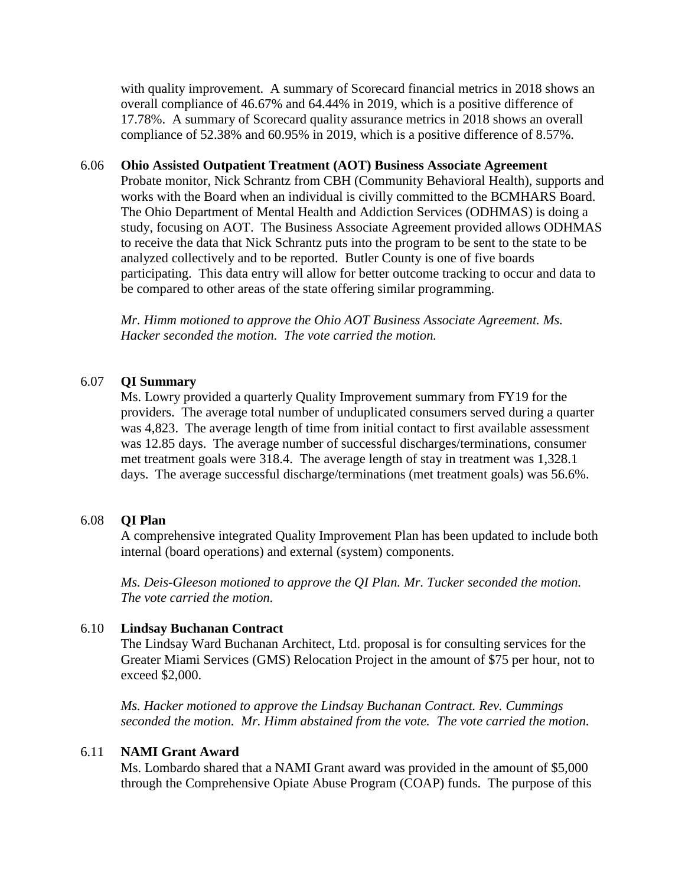with quality improvement. A summary of Scorecard financial metrics in 2018 shows an overall compliance of 46.67% and 64.44% in 2019, which is a positive difference of 17.78%. A summary of Scorecard quality assurance metrics in 2018 shows an overall compliance of 52.38% and 60.95% in 2019, which is a positive difference of 8.57%.

6.06 **Ohio Assisted Outpatient Treatment (AOT) Business Associate Agreement**

Probate monitor, Nick Schrantz from CBH (Community Behavioral Health), supports and works with the Board when an individual is civilly committed to the BCMHARS Board. The Ohio Department of Mental Health and Addiction Services (ODHMAS) is doing a study, focusing on AOT. The Business Associate Agreement provided allows ODHMAS to receive the data that Nick Schrantz puts into the program to be sent to the state to be analyzed collectively and to be reported. Butler County is one of five boards participating. This data entry will allow for better outcome tracking to occur and data to be compared to other areas of the state offering similar programming.

*Mr. Himm motioned to approve the Ohio AOT Business Associate Agreement. Ms. Hacker seconded the motion. The vote carried the motion.*

6.07 **QI Summary**

Ms. Lowry provided a quarterly Quality Improvement summary from FY19 for the providers. The average total number of unduplicated consumers served during a quarter was 4,823. The average length of time from initial contact to first available assessment was 12.85 days. The average number of successful discharges/terminations, consumer met treatment goals were 318.4. The average length of stay in treatment was 1,328.1 days. The average successful discharge/terminations (met treatment goals) was 56.6%.

6.08 **QI Plan**

A comprehensive integrated Quality Improvement Plan has been updated to include both internal (board operations) and external (system) components.

*Ms. Deis-Gleeson motioned to approve the QI Plan. Mr. Tucker seconded the motion. The vote carried the motion.*

6.10 **Lindsay Buchanan Contract**

The Lindsay Ward Buchanan Architect, Ltd. proposal is for consulting services for the Greater Miami Services (GMS) Relocation Project in the amount of $75 per hour, not to exceed $2,000.

*Ms. Hacker motioned to approve the Lindsay Buchanan Contract. Rev. Cummings seconded the motion. Mr. Himm abstained from the vote. The vote carried the motion.*

6.11 **NAMI Grant Award**

Ms. Lombardo shared that a NAMI Grant award was provided in the amount of $5,000 through the Comprehensive Opiate Abuse Program (COAP) funds. The purpose of this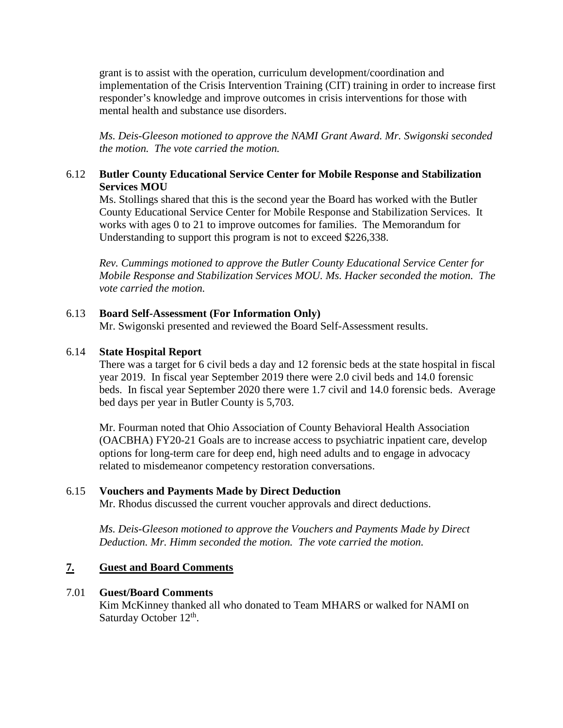grant is to assist with the operation, curriculum development/coordination and implementation of the Crisis Intervention Training (CIT) training in order to increase first responder's knowledge and improve outcomes in crisis interventions for those with mental health and substance use disorders.

*Ms. Deis-Gleeson motioned to approve the NAMI Grant Award. Mr. Swigonski seconded the motion. The vote carried the motion.*

6.12 **Butler County Educational Service Center for Mobile Response and Stabilization Services MOU**

Ms. Stollings shared that this is the second year the Board has worked with the Butler County Educational Service Center for Mobile Response and Stabilization Services. It works with ages 0 to 21 to improve outcomes for families. The Memorandum for Understanding to support this program is not to exceed $226,338.

*Rev. Cummings motioned to approve the Butler County Educational Service Center for Mobile Response and Stabilization Services MOU. Ms. Hacker seconded the motion. The vote carried the motion.*

6.13 **Board Self-Assessment (For Information Only)**

Mr. Swigonski presented and reviewed the Board Self-Assessment results.

6.14 **State Hospital Report**

There was a target for 6 civil beds a day and 12 forensic beds at the state hospital in fiscal year 2019. In fiscal year September 2019 there were 2.0 civil beds and 14.0 forensic beds. In fiscal year September 2020 there were 1.7 civil and 14.0 forensic beds. Average bed days per year in Butler County is 5,703.

Mr. Fourman noted that Ohio Association of County Behavioral Health Association (OACBHA) FY20-21 Goals are to increase access to psychiatric inpatient care, develop options for long-term care for deep end, high need adults and to engage in advocacy related to misdemeanor competency restoration conversations.

6.15 **Vouchers and Payments Made by Direct Deduction**

Mr. Rhodus discussed the current voucher approvals and direct deductions.

*Ms. Deis-Gleeson motioned to approve the Vouchers and Payments Made by Direct Deduction. Mr. Himm seconded the motion. The vote carried the motion.*

## 7. Guest and Board Comments

7.01 **Guest/Board Comments**

Kim McKinney thanked all who donated to Team MHARS or walked for NAMI on Saturday October 12th.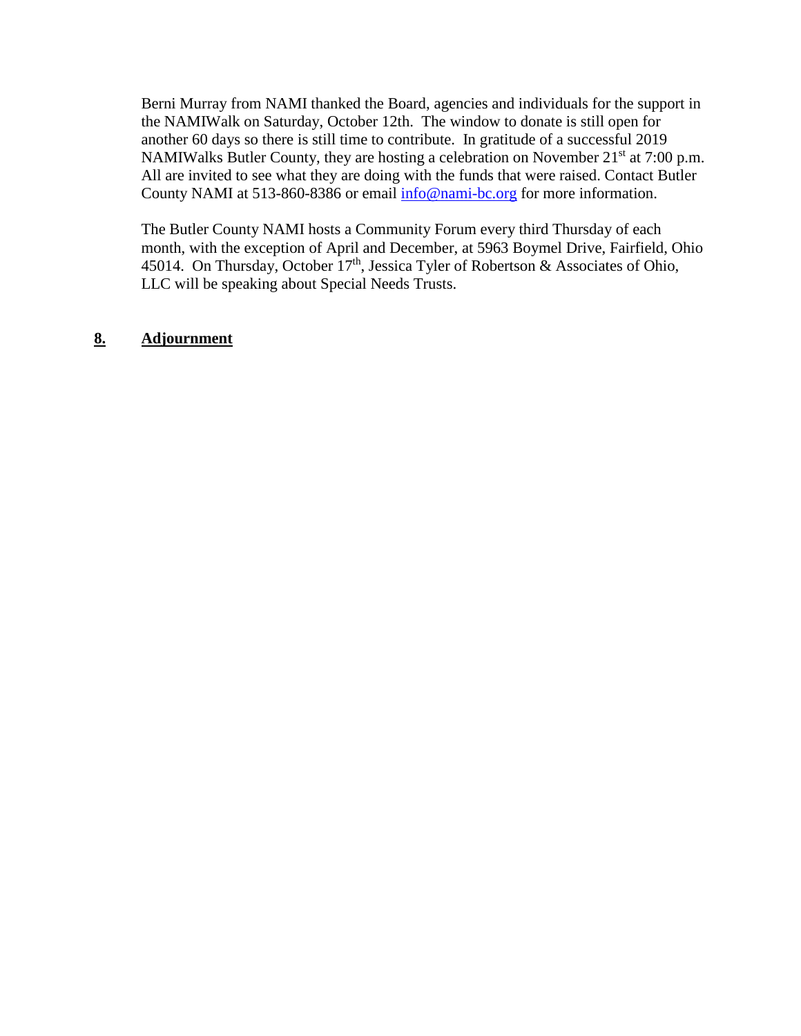Berni Murray from NAMI thanked the Board, agencies and individuals for the support in the NAMIWalk on Saturday, October 12th. The window to donate is still open for another 60 days so there is still time to contribute. In gratitude of a successful 2019 NAMIWalks Butler County, they are hosting a celebration on November 21st at 7:00 p.m. All are invited to see what they are doing with the funds that were raised. Contact Butler County NAMI at 513-860-8386 or email info@nami-bc.org for more information.

The Butler County NAMI hosts a Community Forum every third Thursday of each month, with the exception of April and December, at 5963 Boymel Drive, Fairfield, Ohio 45014. On Thursday, October 17th, Jessica Tyler of Robertson & Associates of Ohio, LLC will be speaking about Special Needs Trusts.

## 8. Adjournment